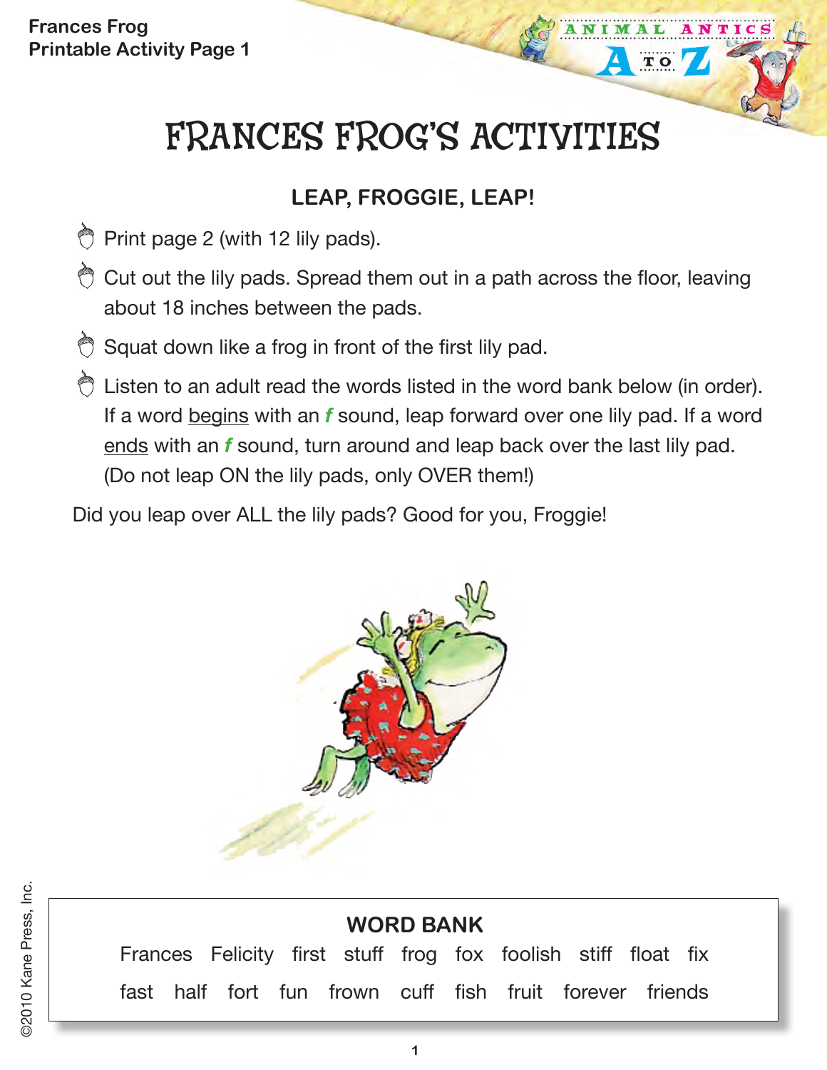# FRANCES FROG'S ACTIVITIES

## LEAP, FROGGIE, LEAP!

- Print page 2 (with 12 lily pads).
- Cut out the lily pads. Spread them out in a path across the floor, leaving about 18 inches between the pads.
- Squat down like a frog in front of the first lily pad.
- Listen to an adult read the words listed in the word bank below (in order). If a word <u>begins</u> with an ***f*** sound, leap forward over one lily pad. If a word <u>ends</u> with an ***f*** sound, turn around and leap back over the last lily pad. (Do not leap ON the lily pads, only OVER them!)

Did you leap over ALL the lily pads? Good for you, Froggie!

**WORD BANK**

Frances Felicity first stuff frog fox foolish stiff float fix

fast half fort fun frown cuff fish fruit forever friends

©2010 Kane Press, Inc.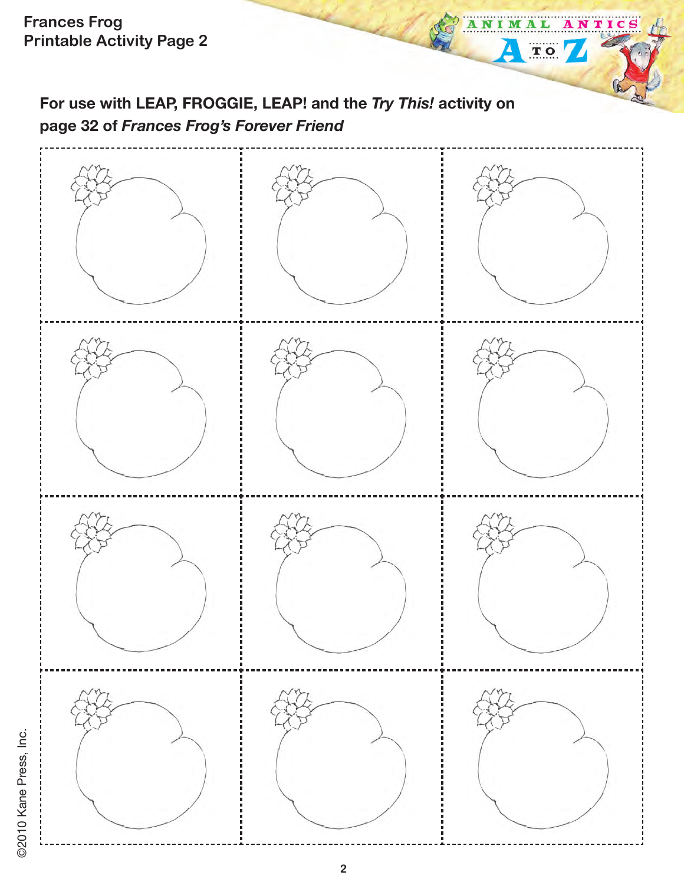Frances Frog
Printable Activity Page 2

**For use with LEAP, FROGGIE, LEAP! and the *Try This!* activity on page 32 of *Frances Frog's Forever Friend***

©2010 Kane Press, Inc.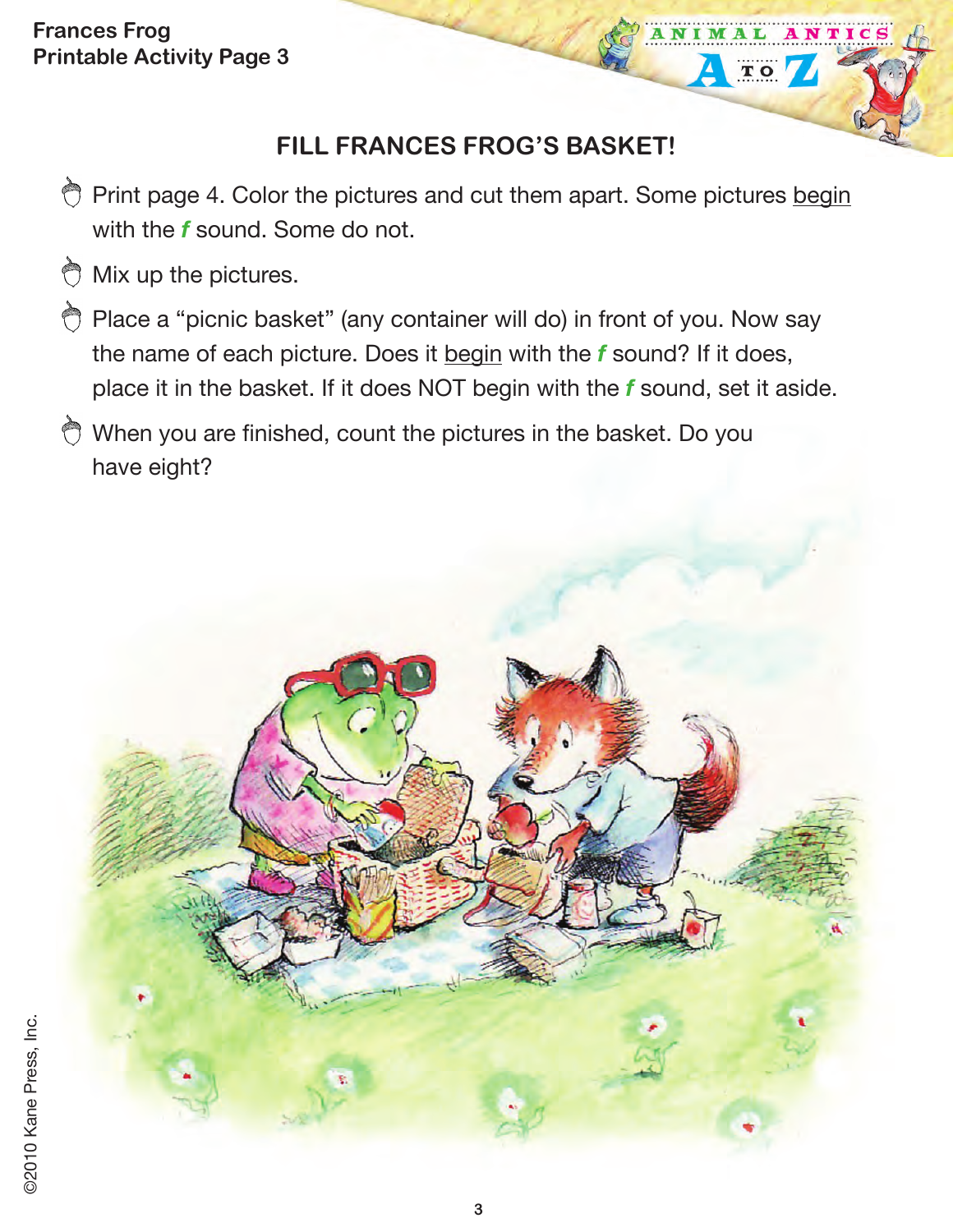# FILL FRANCES FROG'S BASKET!

- Print page 4. Color the pictures and cut them apart. Some pictures <u>begin</u> with the ***f*** sound. Some do not.
- Mix up the pictures.
- Place a "picnic basket" (any container will do) in front of you. Now say the name of each picture. Does it <u>begin</u> with the ***f*** sound? If it does, place it in the basket. If it does NOT begin with the ***f*** sound, set it aside.
- When you are finished, count the pictures in the basket. Do you have eight?

©2010 Kane Press, Inc.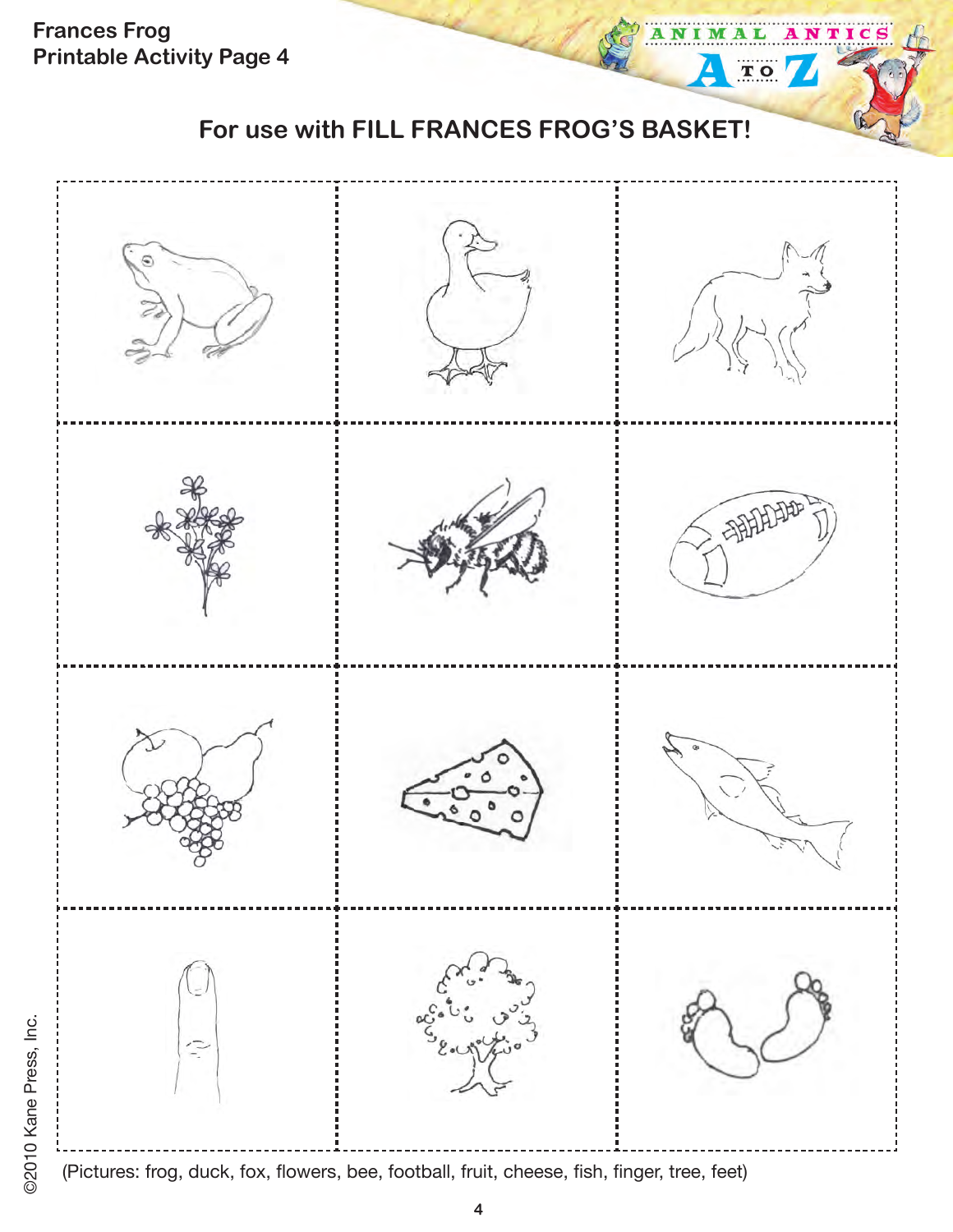Frances Frog
Printable Activity Page 4

## For use with FILL FRANCES FROG'S BASKET!

(Pictures: frog, duck, fox, flowers, bee, football, fruit, cheese, fish, finger, tree, feet)

©2010 Kane Press, Inc.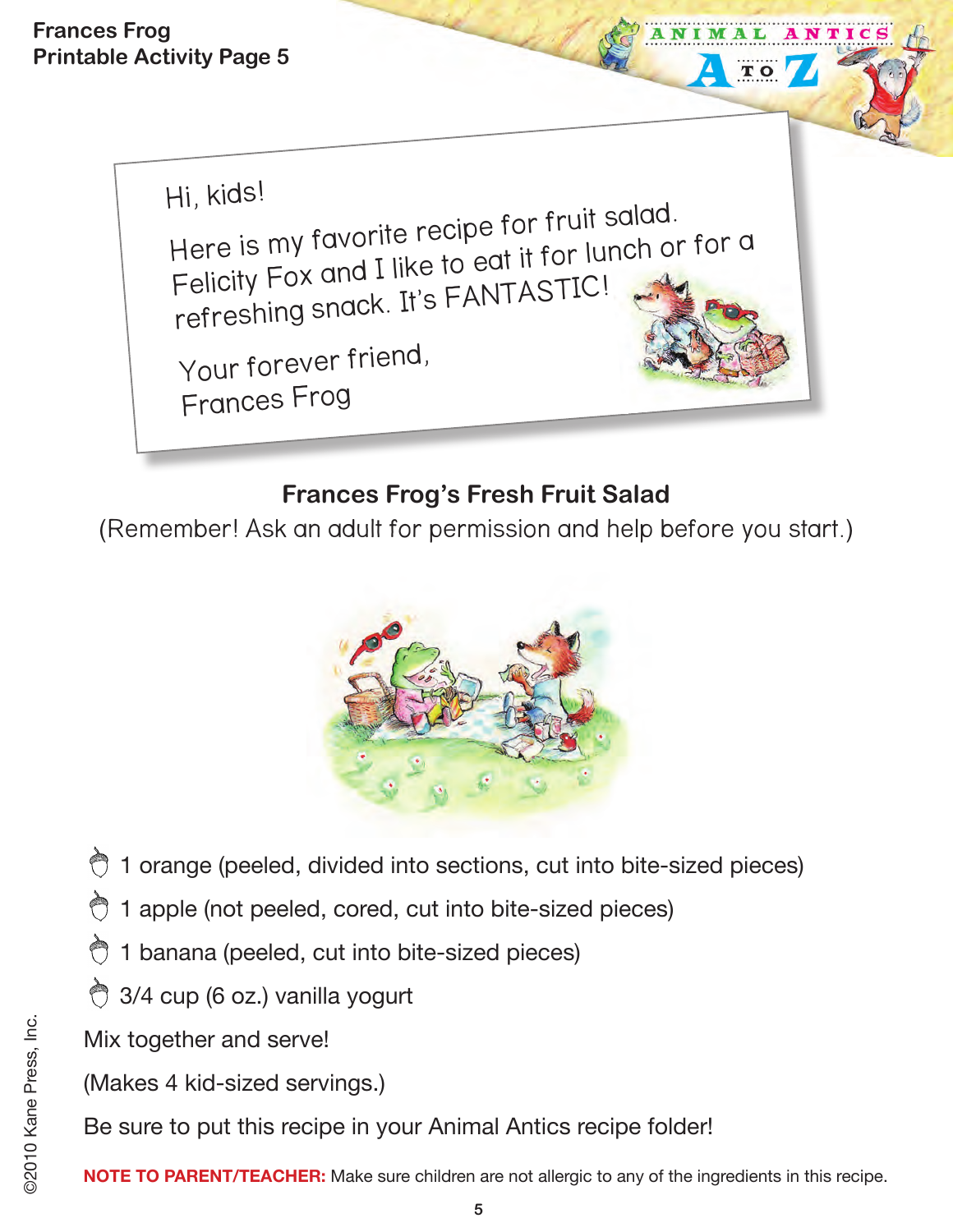Frances Frog
Printable Activity Page 5

Hi, kids!

Here is my favorite recipe for fruit salad. Felicity Fox and I like to eat it for lunch or for a refreshing snack. It's FANTASTIC!

Your forever friend,
Frances Frog

## Frances Frog's Fresh Fruit Salad

(Remember! Ask an adult for permission and help before you start.)

- 1 orange (peeled, divided into sections, cut into bite-sized pieces)
- 1 apple (not peeled, cored, cut into bite-sized pieces)
- 1 banana (peeled, cut into bite-sized pieces)
- 3/4 cup (6 oz.) vanilla yogurt

Mix together and serve!

(Makes 4 kid-sized servings.)

Be sure to put this recipe in your Animal Antics recipe folder!

**NOTE TO PARENT/TEACHER:** Make sure children are not allergic to any of the ingredients in this recipe.

©2010 Kane Press, Inc.